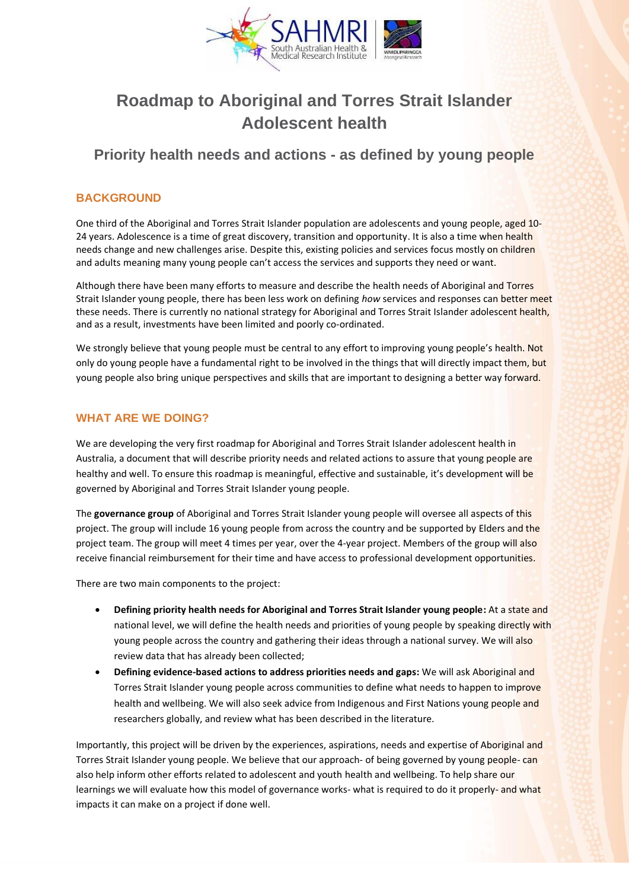# Roadmap to Aboriginal and Torres Strait Islander Adolescent health

## Priority health needs and actions - as defined by young people

### BACKGROUND

One third of the Aboriginal and Torres Strait Islander population are adolescents and young people, aged 10-24 years. Adolescence is a time of great discovery, transition and opportunity. It is also a time when health needs change and new challenges arise. Despite this, existing policies and services focus mostly on children and adults meaning many young people can't access the services and supports they need or want.

Although there have been many efforts to measure and describe the health needs of Aboriginal and Torres Strait Islander young people, there has been less work on defining *how* services and responses can better meet these needs. There is currently no national strategy for Aboriginal and Torres Strait Islander adolescent health, and as a result, investments have been limited and poorly co-ordinated.

We strongly believe that young people must be central to any effort to improving young people's health. Not only do young people have a fundamental right to be involved in the things that will directly impact them, but young people also bring unique perspectives and skills that are important to designing a better way forward.

### WHAT ARE WE DOING?

We are developing the very first roadmap for Aboriginal and Torres Strait Islander adolescent health in Australia, a document that will describe priority needs and related actions to assure that young people are healthy and well. To ensure this roadmap is meaningful, effective and sustainable, it's development will be governed by Aboriginal and Torres Strait Islander young people.

The **governance group** of Aboriginal and Torres Strait Islander young people will oversee all aspects of this project. The group will include 16 young people from across the country and be supported by Elders and the project team. The group will meet 4 times per year, over the 4-year project. Members of the group will also receive financial reimbursement for their time and have access to professional development opportunities.

There are two main components to the project:

- **Defining priority health needs for Aboriginal and Torres Strait Islander young people:** At a state and national level, we will define the health needs and priorities of young people by speaking directly with young people across the country and gathering their ideas through a national survey. We will also review data that has already been collected;
- **Defining evidence-based actions to address priorities needs and gaps:** We will ask Aboriginal and Torres Strait Islander young people across communities to define what needs to happen to improve health and wellbeing. We will also seek advice from Indigenous and First Nations young people and researchers globally, and review what has been described in the literature.

Importantly, this project will be driven by the experiences, aspirations, needs and expertise of Aboriginal and Torres Strait Islander young people. We believe that our approach- of being governed by young people- can also help inform other efforts related to adolescent and youth health and wellbeing. To help share our learnings we will evaluate how this model of governance works- what is required to do it properly- and what impacts it can make on a project if done well.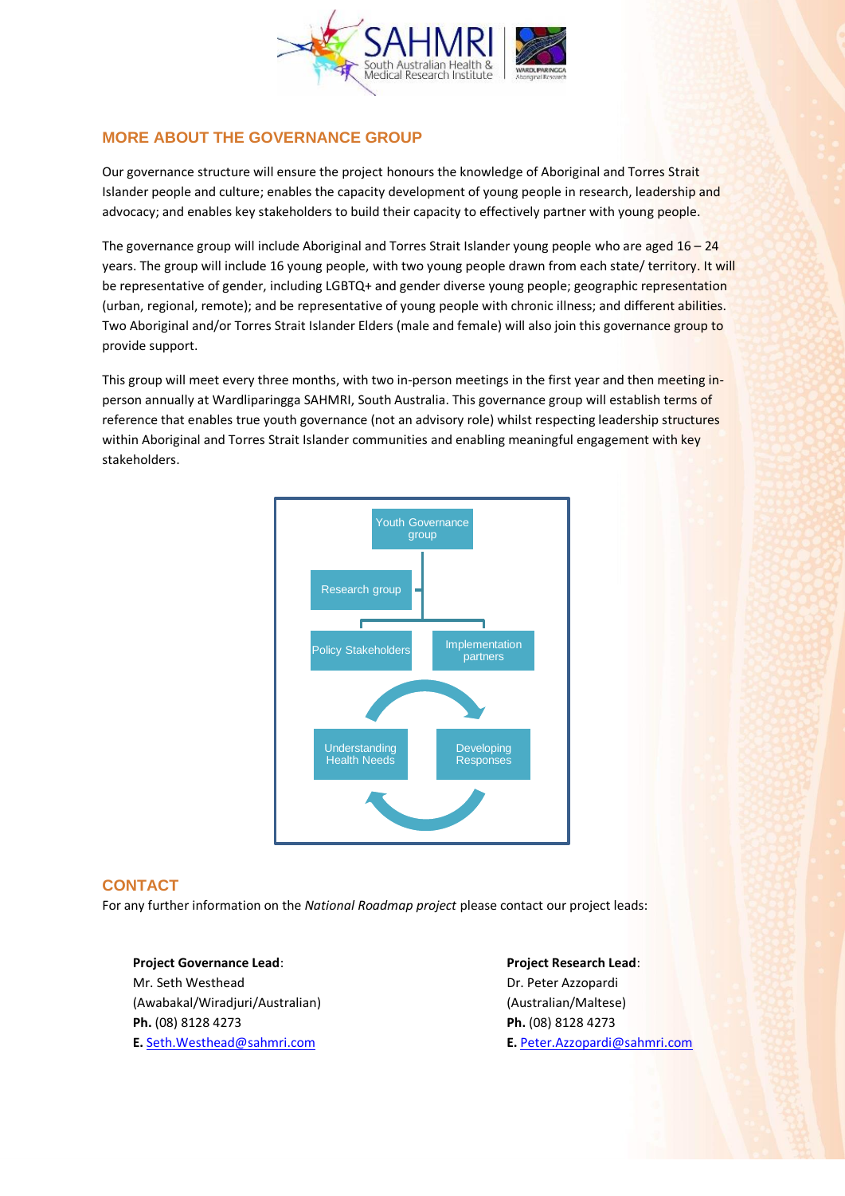## MORE ABOUT THE GOVERNANCE GROUP

Our governance structure will ensure the project honours the knowledge of Aboriginal and Torres Strait Islander people and culture; enables the capacity development of young people in research, leadership and advocacy; and enables key stakeholders to build their capacity to effectively partner with young people.

The governance group will include Aboriginal and Torres Strait Islander young people who are aged 16 – 24 years. The group will include 16 young people, with two young people drawn from each state/ territory. It will be representative of gender, including LGBTQ+ and gender diverse young people; geographic representation (urban, regional, remote); and be representative of young people with chronic illness; and different abilities. Two Aboriginal and/or Torres Strait Islander Elders (male and female) will also join this governance group to provide support.

This group will meet every three months, with two in-person meetings in the first year and then meeting in-person annually at Wardliparingga SAHMRI, South Australia. This governance group will establish terms of reference that enables true youth governance (not an advisory role) whilst respecting leadership structures within Aboriginal and Torres Strait Islander communities and enabling meaningful engagement with key stakeholders.

Youth Governance group

Research group

Policy Stakeholders

Implementation partners

Understanding Health Needs

Developing Responses

## CONTACT

For any further information on the *National Roadmap project* please contact our project leads:

**Project Governance Lead**:
Mr. Seth Westhead
(Awabakal/Wiradjuri/Australian)
**Ph.** (08) 8128 4273
**E.** Seth.Westhead@sahmri.com

**Project Research Lead**:
Dr. Peter Azzopardi
(Australian/Maltese)
**Ph.** (08) 8128 4273
**E.** Peter.Azzopardi@sahmri.com